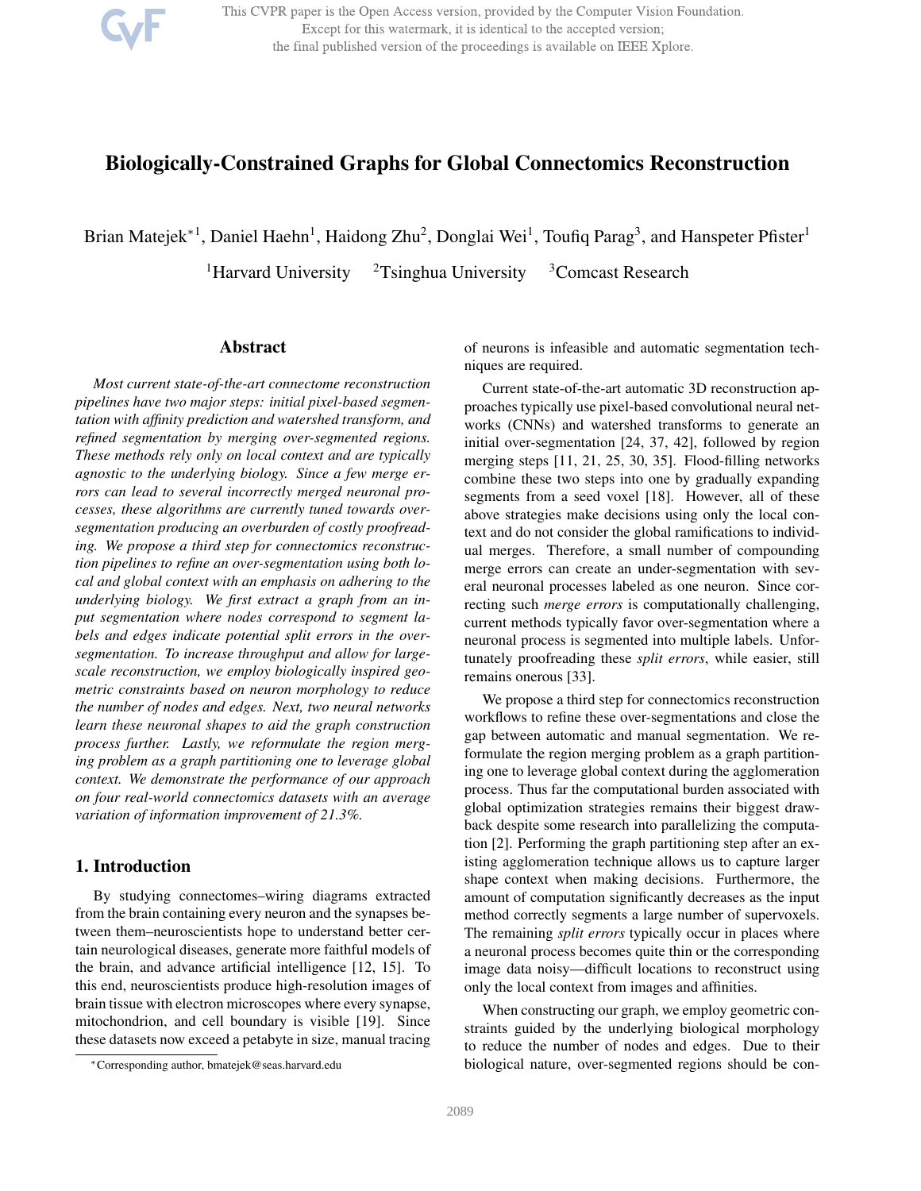# Biologically-Constrained Graphs for Global Connectomics Reconstruction

Brian Matejek*[1], Daniel Haehn[1], Haidong Zhu[2], Donglai Wei[1], Toufiq Parag[3], and Hanspeter Pfister[1]

[1]Harvard University [2]Tsinghua University [3]Comcast Research

## Abstract

*Most current state-of-the-art connectome reconstruction pipelines have two major steps: initial pixel-based segmentation with affinity prediction and watershed transform, and refined segmentation by merging over-segmented regions. These methods rely only on local context and are typically agnostic to the underlying biology. Since a few merge errors can lead to several incorrectly merged neuronal processes, these algorithms are currently tuned towards over-segmentation producing an overburden of costly proofreading. We propose a third step for connectomics reconstruction pipelines to refine an over-segmentation using both local and global context with an emphasis on adhering to the underlying biology. We first extract a graph from an input segmentation where nodes correspond to segment labels and edges indicate potential split errors in the over-segmentation. To increase throughput and allow for large-scale reconstruction, we employ biologically inspired geometric constraints based on neuron morphology to reduce the number of nodes and edges. Next, two neural networks learn these neuronal shapes to aid the graph construction process further. Lastly, we reformulate the region merging problem as a graph partitioning one to leverage global context. We demonstrate the performance of our approach on four real-world connectomics datasets with an average variation of information improvement of 21.3%.*

## 1. Introduction

By studying connectomes–wiring diagrams extracted from the brain containing every neuron and the synapses between them–neuroscientists hope to understand better certain neurological diseases, generate more faithful models of the brain, and advance artificial intelligence [12, 15]. To this end, neuroscientists produce high-resolution images of brain tissue with electron microscopes where every synapse, mitochondrion, and cell boundary is visible [19]. Since these datasets now exceed a petabyte in size, manual tracing of neurons is infeasible and automatic segmentation techniques are required.

Current state-of-the-art automatic 3D reconstruction approaches typically use pixel-based convolutional neural networks (CNNs) and watershed transforms to generate an initial over-segmentation [24, 37, 42], followed by region merging steps [11, 21, 25, 30, 35]. Flood-filling networks combine these two steps into one by gradually expanding segments from a seed voxel [18]. However, all of these above strategies make decisions using only the local context and do not consider the global ramifications to individual merges. Therefore, a small number of compounding merge errors can create an under-segmentation with several neuronal processes labeled as one neuron. Since correcting such *merge errors* is computationally challenging, current methods typically favor over-segmentation where a neuronal process is segmented into multiple labels. Unfortunately proofreading these *split errors*, while easier, still remains onerous [33].

We propose a third step for connectomics reconstruction workflows to refine these over-segmentations and close the gap between automatic and manual segmentation. We reformulate the region merging problem as a graph partitioning one to leverage global context during the agglomeration process. Thus far the computational burden associated with global optimization strategies remains their biggest drawback despite some research into parallelizing the computation [2]. Performing the graph partitioning step after an existing agglomeration technique allows us to capture larger shape context when making decisions. Furthermore, the amount of computation significantly decreases as the input method correctly segments a large number of supervoxels. The remaining *split errors* typically occur in places where a neuronal process becomes quite thin or the corresponding image data noisy—difficult locations to reconstruct using only the local context from images and affinities.

When constructing our graph, we employ geometric constraints guided by the underlying biological morphology to reduce the number of nodes and edges. Due to their biological nature, over-segmented regions should be con-

*Corresponding author, bmatejek@seas.harvard.edu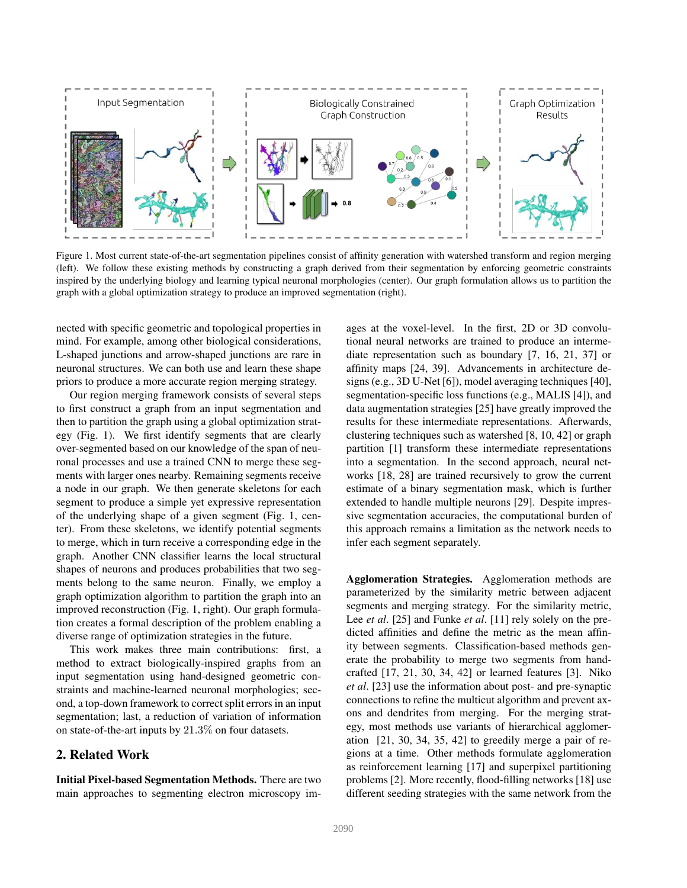Figure 1. Most current state-of-the-art segmentation pipelines consist of affinity generation with watershed transform and region merging (left). We follow these existing methods by constructing a graph derived from their segmentation by enforcing geometric constraints inspired by the underlying biology and learning typical neuronal morphologies (center). Our graph formulation allows us to partition the graph with a global optimization strategy to produce an improved segmentation (right).

nected with specific geometric and topological properties in mind. For example, among other biological considerations, L-shaped junctions and arrow-shaped junctions are rare in neuronal structures. We can both use and learn these shape priors to produce a more accurate region merging strategy.

Our region merging framework consists of several steps to first construct a graph from an input segmentation and then to partition the graph using a global optimization strategy (Fig. 1). We first identify segments that are clearly over-segmented based on our knowledge of the span of neuronal processes and use a trained CNN to merge these segments with larger ones nearby. Remaining segments receive a node in our graph. We then generate skeletons for each segment to produce a simple yet expressive representation of the underlying shape of a given segment (Fig. 1, center). From these skeletons, we identify potential segments to merge, which in turn receive a corresponding edge in the graph. Another CNN classifier learns the local structural shapes of neurons and produces probabilities that two segments belong to the same neuron. Finally, we employ a graph optimization algorithm to partition the graph into an improved reconstruction (Fig. 1, right). Our graph formulation creates a formal description of the problem enabling a diverse range of optimization strategies in the future.

This work makes three main contributions: first, a method to extract biologically-inspired graphs from an input segmentation using hand-designed geometric constraints and machine-learned neuronal morphologies; second, a top-down framework to correct split errors in an input segmentation; last, a reduction of variation of information on state-of-the-art inputs by 21.3% on four datasets.

## 2. Related Work

**Initial Pixel-based Segmentation Methods.** There are two main approaches to segmenting electron microscopy images at the voxel-level. In the first, 2D or 3D convolutional neural networks are trained to produce an intermediate representation such as boundary [7, 16, 21, 37] or affinity maps [24, 39]. Advancements in architecture designs (e.g., 3D U-Net [6]), model averaging techniques [40], segmentation-specific loss functions (e.g., MALIS [4]), and data augmentation strategies [25] have greatly improved the results for these intermediate representations. Afterwards, clustering techniques such as watershed [8, 10, 42] or graph partition [1] transform these intermediate representations into a segmentation. In the second approach, neural networks [18, 28] are trained recursively to grow the current estimate of a binary segmentation mask, which is further extended to handle multiple neurons [29]. Despite impressive segmentation accuracies, the computational burden of this approach remains a limitation as the network needs to infer each segment separately.

**Agglomeration Strategies.** Agglomeration methods are parameterized by the similarity metric between adjacent segments and merging strategy. For the similarity metric, Lee *et al*. [25] and Funke *et al*. [11] rely solely on the predicted affinities and define the metric as the mean affinity between segments. Classification-based methods generate the probability to merge two segments from handcrafted [17, 21, 30, 34, 42] or learned features [3]. Niko *et al*. [23] use the information about post- and pre-synaptic connections to refine the multicut algorithm and prevent axons and dendrites from merging. For the merging strategy, most methods use variants of hierarchical agglomeration [21, 30, 34, 35, 42] to greedily merge a pair of regions at a time. Other methods formulate agglomeration as reinforcement learning [17] and superpixel partitioning problems [2]. More recently, flood-filling networks [18] use different seeding strategies with the same network from the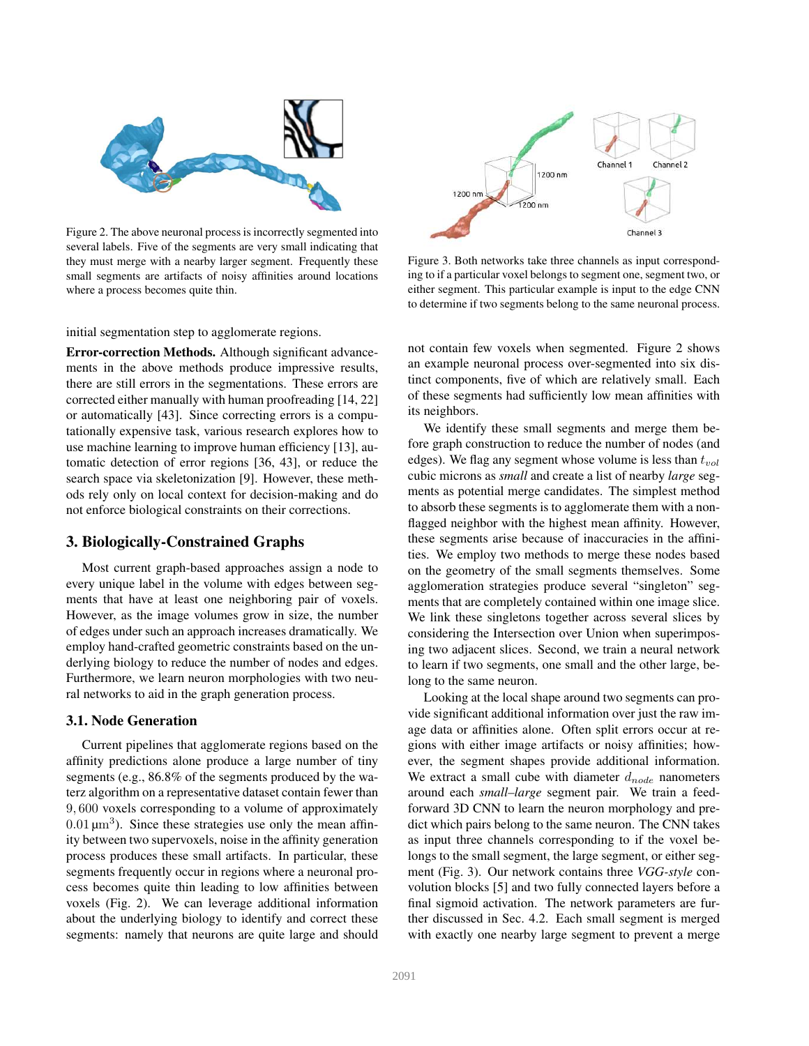Figure 2. The above neuronal process is incorrectly segmented into several labels. Five of the segments are very small indicating that they must merge with a nearby larger segment. Frequently these small segments are artifacts of noisy affinities around locations where a process becomes quite thin.

Figure 3. Both networks take three channels as input corresponding to if a particular voxel belongs to segment one, segment two, or either segment. This particular example is input to the edge CNN to determine if two segments belong to the same neuronal process.

initial segmentation step to agglomerate regions.

**Error-correction Methods.** Although significant advancements in the above methods produce impressive results, there are still errors in the segmentations. These errors are corrected either manually with human proofreading [14, 22] or automatically [43]. Since correcting errors is a computationally expensive task, various research explores how to use machine learning to improve human efficiency [13], automatic detection of error regions [36, 43], or reduce the search space via skeletonization [9]. However, these methods rely only on local context for decision-making and do not enforce biological constraints on their corrections.

## 3. Biologically-Constrained Graphs

Most current graph-based approaches assign a node to every unique label in the volume with edges between segments that have at least one neighboring pair of voxels. However, as the image volumes grow in size, the number of edges under such an approach increases dramatically. We employ hand-crafted geometric constraints based on the underlying biology to reduce the number of nodes and edges. Furthermore, we learn neuron morphologies with two neural networks to aid in the graph generation process.

### 3.1. Node Generation

Current pipelines that agglomerate regions based on the affinity predictions alone produce a large number of tiny segments (e.g., 86.8% of the segments produced by the waterz algorithm on a representative dataset contain fewer than 9,600 voxels corresponding to a volume of approximately $0.01\,\mu\text{m}^3$). Since these strategies use only the mean affinity between two supervoxels, noise in the affinity generation process produces these small artifacts. In particular, these segments frequently occur in regions where a neuronal process becomes quite thin leading to low affinities between voxels (Fig. 2). We can leverage additional information about the underlying biology to identify and correct these segments: namely that neurons are quite large and should not contain few voxels when segmented. Figure 2 shows an example neuronal process over-segmented into six distinct components, five of which are relatively small. Each of these segments had sufficiently low mean affinities with its neighbors.

We identify these small segments and merge them before graph construction to reduce the number of nodes (and edges). We flag any segment whose volume is less than $t_{vol}$ cubic microns as *small* and create a list of nearby *large* segments as potential merge candidates. The simplest method to absorb these segments is to agglomerate them with a non-flagged neighbor with the highest mean affinity. However, these segments arise because of inaccuracies in the affinities. We employ two methods to merge these nodes based on the geometry of the small segments themselves. Some agglomeration strategies produce several "singleton" segments that are completely contained within one image slice. We link these singletons together across several slices by considering the Intersection over Union when superimposing two adjacent slices. Second, we train a neural network to learn if two segments, one small and the other large, belong to the same neuron.

Looking at the local shape around two segments can provide significant additional information over just the raw image data or affinities alone. Often split errors occur at regions with either image artifacts or noisy affinities; however, the segment shapes provide additional information. We extract a small cube with diameter $d_{node}$ nanometers around each *small–large* segment pair. We train a feed-forward 3D CNN to learn the neuron morphology and predict which pairs belong to the same neuron. The CNN takes as input three channels corresponding to if the voxel belongs to the small segment, the large segment, or either segment (Fig. 3). Our network contains three *VGG-style* convolution blocks [5] and two fully connected layers before a final sigmoid activation. The network parameters are further discussed in Sec. 4.2. Each small segment is merged with exactly one nearby large segment to prevent a merge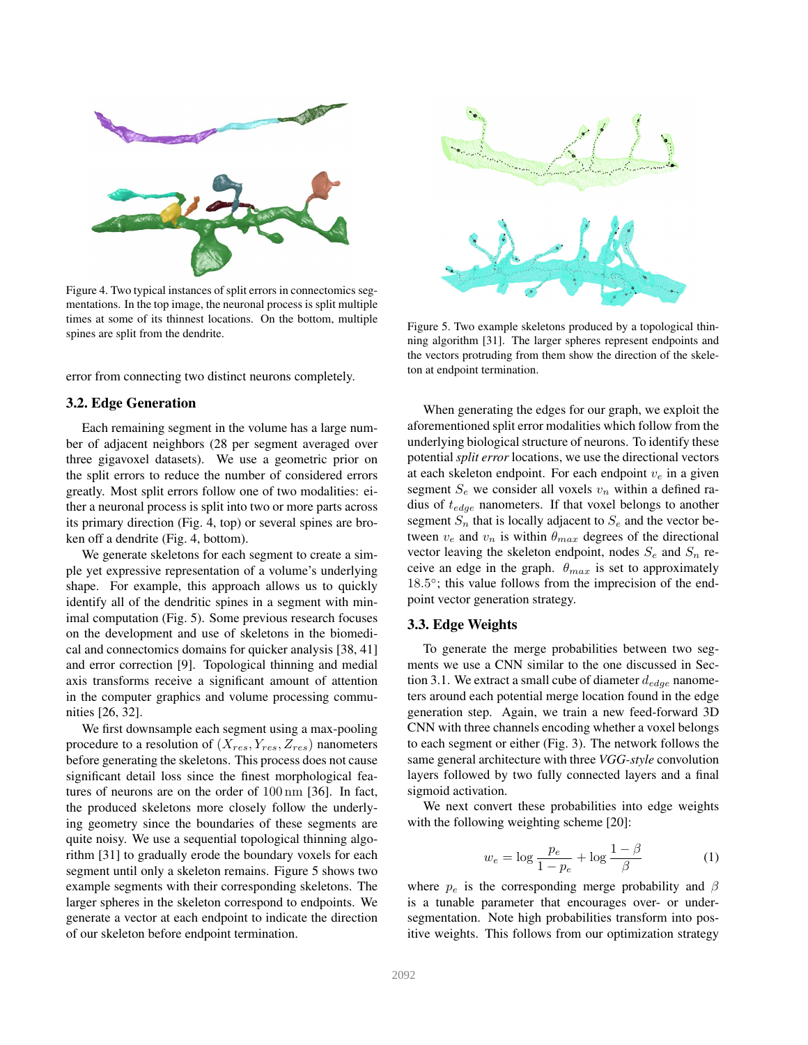Figure 4. Two typical instances of split errors in connectomics segmentations. In the top image, the neuronal process is split multiple times at some of its thinnest locations. On the bottom, multiple spines are split from the dendrite.

error from connecting two distinct neurons completely.

### 3.2. Edge Generation

Each remaining segment in the volume has a large number of adjacent neighbors (28 per segment averaged over three gigavoxel datasets). We use a geometric prior on the split errors to reduce the number of considered errors greatly. Most split errors follow one of two modalities: either a neuronal process is split into two or more parts across its primary direction (Fig. 4, top) or several spines are broken off a dendrite (Fig. 4, bottom).

We generate skeletons for each segment to create a simple yet expressive representation of a volume's underlying shape. For example, this approach allows us to quickly identify all of the dendritic spines in a segment with minimal computation (Fig. 5). Some previous research focuses on the development and use of skeletons in the biomedical and connectomics domains for quicker analysis [38, 41] and error correction [9]. Topological thinning and medial axis transforms receive a significant amount of attention in the computer graphics and volume processing communities [26, 32].

We first downsample each segment using a max-pooling procedure to a resolution of $(X_{res}, Y_{res}, Z_{res})$ nanometers before generating the skeletons. This process does not cause significant detail loss since the finest morphological features of neurons are on the order of $100\,\text{nm}$ [36]. In fact, the produced skeletons more closely follow the underlying geometry since the boundaries of these segments are quite noisy. We use a sequential topological thinning algorithm [31] to gradually erode the boundary voxels for each segment until only a skeleton remains. Figure 5 shows two example segments with their corresponding skeletons. The larger spheres in the skeleton correspond to endpoints. We generate a vector at each endpoint to indicate the direction of our skeleton before endpoint termination.

Figure 5. Two example skeletons produced by a topological thinning algorithm [31]. The larger spheres represent endpoints and the vectors protruding from them show the direction of the skeleton at endpoint termination.

When generating the edges for our graph, we exploit the aforementioned split error modalities which follow from the underlying biological structure of neurons. To identify these potential *split error* locations, we use the directional vectors at each skeleton endpoint. For each endpoint $v_e$ in a given segment $S_e$ we consider all voxels $v_n$ within a defined radius of $t_{edge}$ nanometers. If that voxel belongs to another segment $S_n$ that is locally adjacent to $S_e$ and the vector between $v_e$ and $v_n$ is within $\theta_{max}$ degrees of the directional vector leaving the skeleton endpoint, nodes $S_e$ and $S_n$ receive an edge in the graph. $\theta_{max}$ is set to approximately $18.5°$; this value follows from the imprecision of the endpoint vector generation strategy.

### 3.3. Edge Weights

To generate the merge probabilities between two segments we use a CNN similar to the one discussed in Section 3.1. We extract a small cube of diameter $d_{edge}$ nanometers around each potential merge location found in the edge generation step. Again, we train a new feed-forward 3D CNN with three channels encoding whether a voxel belongs to each segment or either (Fig. 3). The network follows the same general architecture with three *VGG-style* convolution layers followed by two fully connected layers and a final sigmoid activation.

We next convert these probabilities into edge weights with the following weighting scheme [20]:

$$w_e = \log \frac{p_e}{1 - p_e} + \log \frac{1 - \beta}{\beta} \tag{1}$$

where $p_e$ is the corresponding merge probability and $\beta$ is a tunable parameter that encourages over- or under-segmentation. Note high probabilities transform into positive weights. This follows from our optimization strategy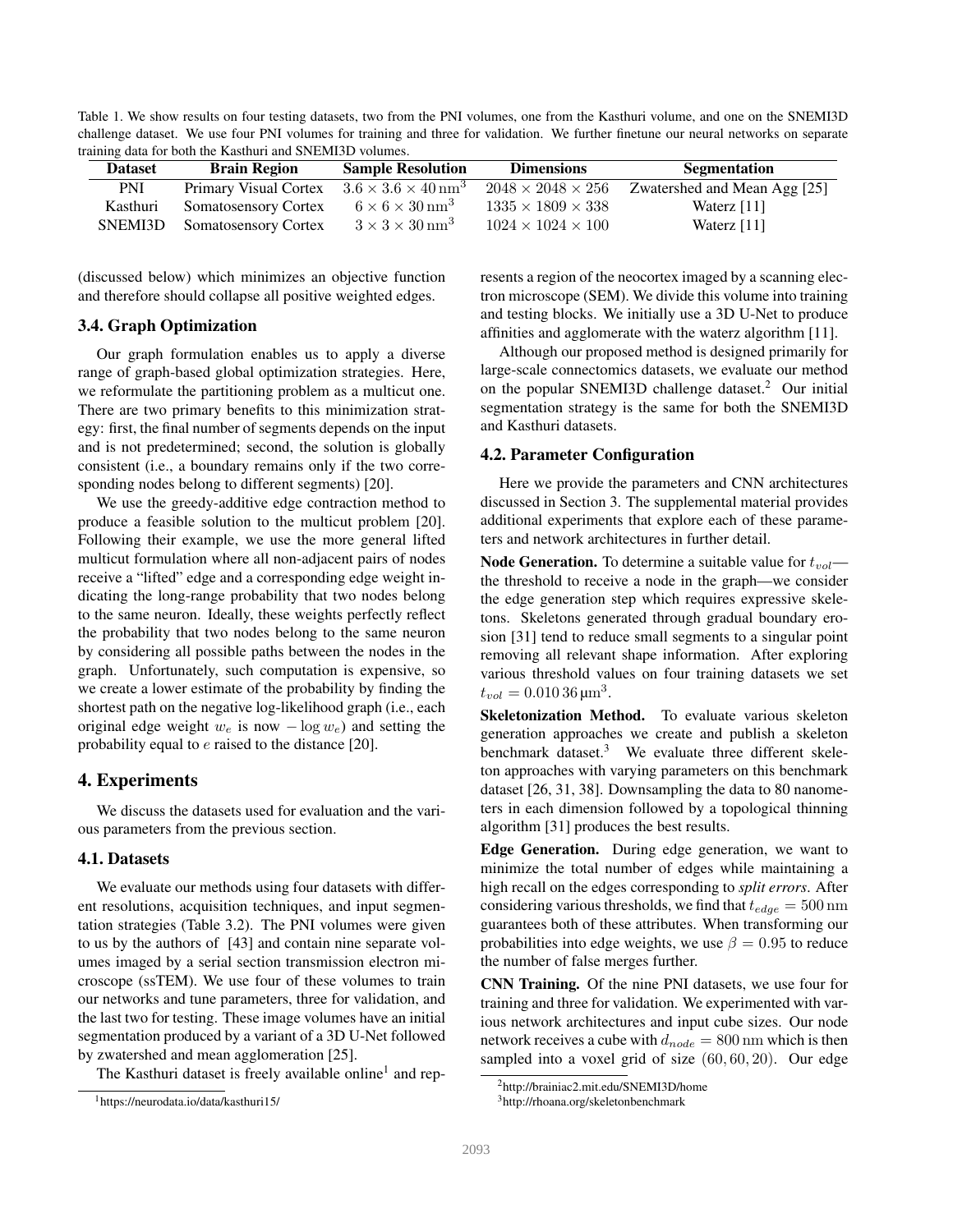Table 1. We show results on four testing datasets, two from the PNI volumes, one from the Kasthuri volume, and one on the SNEMI3D challenge dataset. We use four PNI volumes for training and three for validation. We further finetune our neural networks on separate training data for both the Kasthuri and SNEMI3D volumes.

| Dataset | Brain Region | Sample Resolution | Dimensions | Segmentation |
|---|---|---|---|---|
| PNI | Primary Visual Cortex | $3.6 \times 3.6 \times 40\,\text{nm}^3$ | $2048 \times 2048 \times 256$ | Zwatershed and Mean Agg [25] |
| Kasthuri | Somatosensory Cortex | $6 \times 6 \times 30\,\text{nm}^3$ | $1335 \times 1809 \times 338$ | Waterz [11] |
| SNEMI3D | Somatosensory Cortex | $3 \times 3 \times 30\,\text{nm}^3$ | $1024 \times 1024 \times 100$ | Waterz [11] |

(discussed below) which minimizes an objective function and therefore should collapse all positive weighted edges.

### 3.4. Graph Optimization

Our graph formulation enables us to apply a diverse range of graph-based global optimization strategies. Here, we reformulate the partitioning problem as a multicut one. There are two primary benefits to this minimization strategy: first, the final number of segments depends on the input and is not predetermined; second, the solution is globally consistent (i.e., a boundary remains only if the two corresponding nodes belong to different segments) [20].

We use the greedy-additive edge contraction method to produce a feasible solution to the multicut problem [20]. Following their example, we use the more general lifted multicut formulation where all non-adjacent pairs of nodes receive a "lifted" edge and a corresponding edge weight indicating the long-range probability that two nodes belong to the same neuron. Ideally, these weights perfectly reflect the probability that two nodes belong to the same neuron by considering all possible paths between the nodes in the graph. Unfortunately, such computation is expensive, so we create a lower estimate of the probability by finding the shortest path on the negative log-likelihood graph (i.e., each original edge weight $w_e$ is now $-\log w_e$) and setting the probability equal to $e$ raised to the distance [20].

## 4. Experiments

We discuss the datasets used for evaluation and the various parameters from the previous section.

### 4.1. Datasets

We evaluate our methods using four datasets with different resolutions, acquisition techniques, and input segmentation strategies (Table 3.2). The PNI volumes were given to us by the authors of [43] and contain nine separate volumes imaged by a serial section transmission electron microscope (ssTEM). We use four of these volumes to train our networks and tune parameters, three for validation, and the last two for testing. These image volumes have an initial segmentation produced by a variant of a 3D U-Net followed by zwatershed and mean agglomeration [25].

The Kasthuri dataset is freely available online[1] and represents a region of the neocortex imaged by a scanning electron microscope (SEM). We divide this volume into training and testing blocks. We initially use a 3D U-Net to produce affinities and agglomerate with the waterz algorithm [11].

Although our proposed method is designed primarily for large-scale connectomics datasets, we evaluate our method on the popular SNEMI3D challenge dataset.[2] Our initial segmentation strategy is the same for both the SNEMI3D and Kasthuri datasets.

### 4.2. Parameter Configuration

Here we provide the parameters and CNN architectures discussed in Section 3. The supplemental material provides additional experiments that explore each of these parameters and network architectures in further detail.

**Node Generation.** To determine a suitable value for $t_{vol}$—the threshold to receive a node in the graph—we consider the edge generation step which requires expressive skeletons. Skeletons generated through gradual boundary erosion [31] tend to reduce small segments to a singular point removing all relevant shape information. After exploring various threshold values on four training datasets we set $t_{vol} = 0.010\,36\,\mu\text{m}^3$.

**Skeletonization Method.** To evaluate various skeleton generation approaches we create and publish a skeleton benchmark dataset.[3] We evaluate three different skeleton approaches with varying parameters on this benchmark dataset [26, 31, 38]. Downsampling the data to 80 nanometers in each dimension followed by a topological thinning algorithm [31] produces the best results.

**Edge Generation.** During edge generation, we want to minimize the total number of edges while maintaining a high recall on the edges corresponding to *split errors*. After considering various thresholds, we find that $t_{edge} = 500\,\text{nm}$ guarantees both of these attributes. When transforming our probabilities into edge weights, we use $\beta = 0.95$ to reduce the number of false merges further.

**CNN Training.** Of the nine PNI datasets, we use four for training and three for validation. We experimented with various network architectures and input cube sizes. Our node network receives a cube with $d_{node} = 800\,\text{nm}$ which is then sampled into a voxel grid of size $(60, 60, 20)$. Our edge

[1] https://neurodata.io/data/kasthuri15/

[2] http://brainiac2.mit.edu/SNEMI3D/home

[3] http://rhoana.org/skeletonbenchmark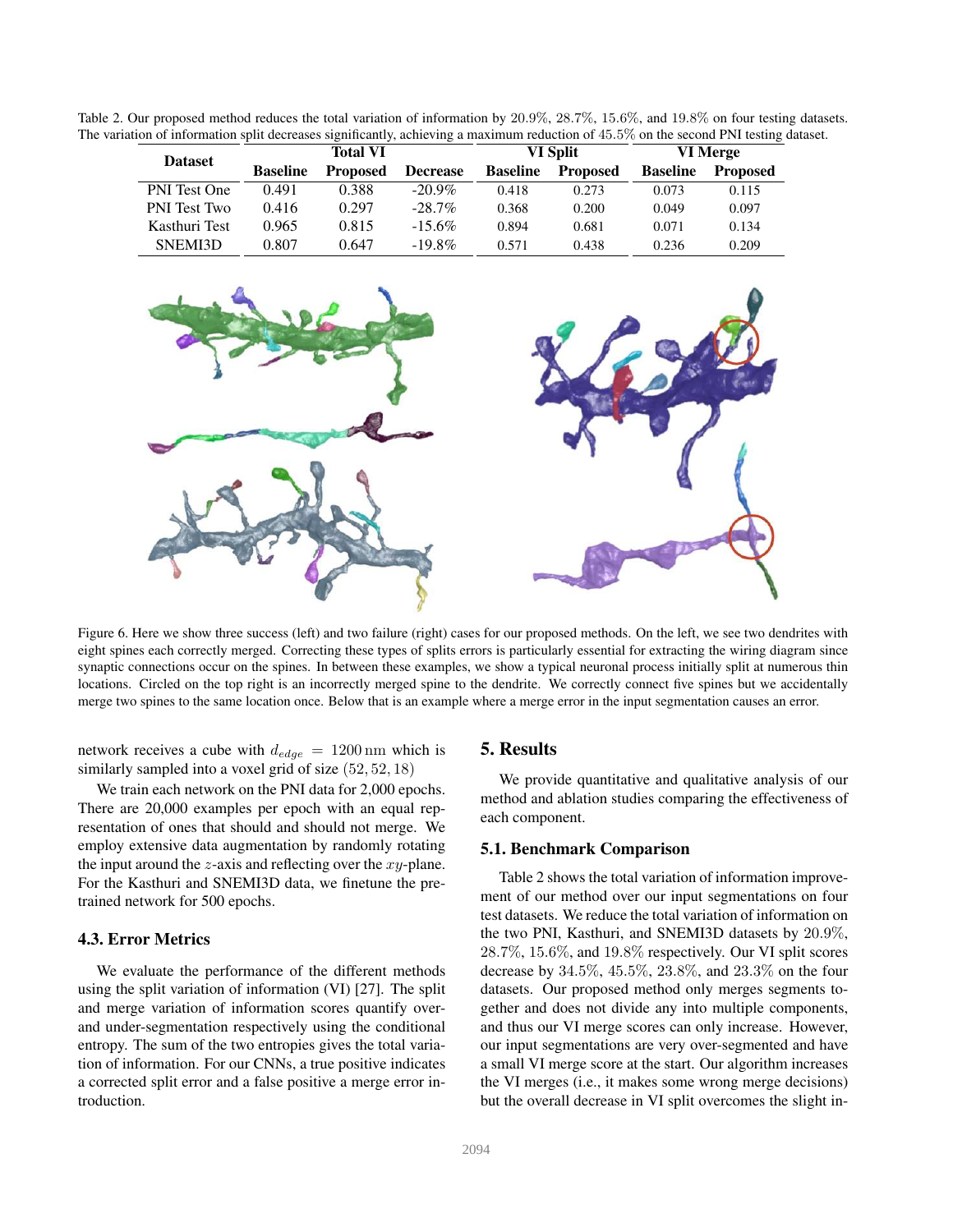Table 2. Our proposed method reduces the total variation of information by 20.9%, 28.7%, 15.6%, and 19.8% on four testing datasets. The variation of information split decreases significantly, achieving a maximum reduction of 45.5% on the second PNI testing dataset.

| Dataset | Total VI | | | VI Split | | VI Merge | |
|---|---|---|---|---|---|---|---|
| | Baseline | Proposed | Decrease | Baseline | Proposed | Baseline | Proposed |
| PNI Test One | 0.491 | 0.388 | -20.9% | 0.418 | 0.273 | 0.073 | 0.115 |
| PNI Test Two | 0.416 | 0.297 | -28.7% | 0.368 | 0.200 | 0.049 | 0.097 |
| Kasthuri Test | 0.965 | 0.815 | -15.6% | 0.894 | 0.681 | 0.071 | 0.134 |
| SNEMI3D | 0.807 | 0.647 | -19.8% | 0.571 | 0.438 | 0.236 | 0.209 |

Figure 6. Here we show three success (left) and two failure (right) cases for our proposed methods. On the left, we see two dendrites with eight spines each correctly merged. Correcting these types of splits errors is particularly essential for extracting the wiring diagram since synaptic connections occur on the spines. In between these examples, we show a typical neuronal process initially split at numerous thin locations. Circled on the top right is an incorrectly merged spine to the dendrite. We correctly connect five spines but we accidentally merge two spines to the same location once. Below that is an example where a merge error in the input segmentation causes an error.

network receives a cube with $d_{edge} = 1200\,\text{nm}$ which is similarly sampled into a voxel grid of size $(52, 52, 18)$

We train each network on the PNI data for 2,000 epochs. There are 20,000 examples per epoch with an equal representation of ones that should and should not merge. We employ extensive data augmentation by randomly rotating the input around the $z$-axis and reflecting over the $xy$-plane. For the Kasthuri and SNEMI3D data, we finetune the pretrained network for 500 epochs.

### 4.3. Error Metrics

We evaluate the performance of the different methods using the split variation of information (VI) [27]. The split and merge variation of information scores quantify over- and under-segmentation respectively using the conditional entropy. The sum of the two entropies gives the total variation of information. For our CNNs, a true positive indicates a corrected split error and a false positive a merge error introduction.

## 5. Results

We provide quantitative and qualitative analysis of our method and ablation studies comparing the effectiveness of each component.

### 5.1. Benchmark Comparison

Table 2 shows the total variation of information improvement of our method over our input segmentations on four test datasets. We reduce the total variation of information on the two PNI, Kasthuri, and SNEMI3D datasets by 20.9%, 28.7%, 15.6%, and 19.8% respectively. Our VI split scores decrease by 34.5%, 45.5%, 23.8%, and 23.3% on the four datasets. Our proposed method only merges segments together and does not divide any into multiple components, and thus our VI merge scores can only increase. However, our input segmentations are very over-segmented and have a small VI merge score at the start. Our algorithm increases the VI merges (i.e., it makes some wrong merge decisions) but the overall decrease in VI split overcomes the slight in-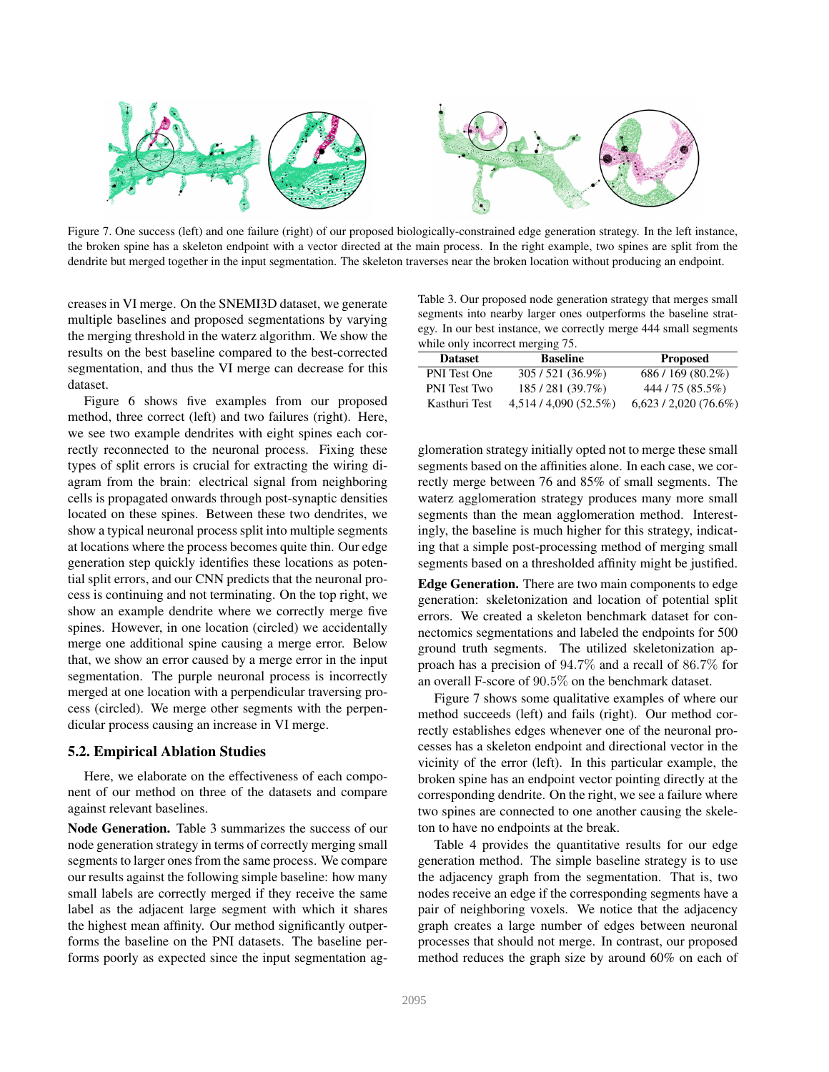Figure 7. One success (left) and one failure (right) of our proposed biologically-constrained edge generation strategy. In the left instance, the broken spine has a skeleton endpoint with a vector directed at the main process. In the right example, two spines are split from the dendrite but merged together in the input segmentation. The skeleton traverses near the broken location without producing an endpoint.

creases in VI merge. On the SNEMI3D dataset, we generate multiple baselines and proposed segmentations by varying the merging threshold in the waterz algorithm. We show the results on the best baseline compared to the best-corrected segmentation, and thus the VI merge can decrease for this dataset.

Figure 6 shows five examples from our proposed method, three correct (left) and two failures (right). Here, we see two example dendrites with eight spines each correctly reconnected to the neuronal process. Fixing these types of split errors is crucial for extracting the wiring diagram from the brain: electrical signal from neighboring cells is propagated onwards through post-synaptic densities located on these spines. Between these two dendrites, we show a typical neuronal process split into multiple segments at locations where the process becomes quite thin. Our edge generation step quickly identifies these locations as potential split errors, and our CNN predicts that the neuronal process is continuing and not terminating. On the top right, we show an example dendrite where we correctly merge five spines. However, in one location (circled) we accidentally merge one additional spine causing a merge error. Below that, we show an error caused by a merge error in the input segmentation. The purple neuronal process is incorrectly merged at one location with a perpendicular traversing process (circled). We merge other segments with the perpendicular process causing an increase in VI merge.

## 5.2. Empirical Ablation Studies

Here, we elaborate on the effectiveness of each component of our method on three of the datasets and compare against relevant baselines.

**Node Generation.** Table 3 summarizes the success of our node generation strategy in terms of correctly merging small segments to larger ones from the same process. We compare our results against the following simple baseline: how many small labels are correctly merged if they receive the same label as the adjacent large segment with which it shares the highest mean affinity. Our method significantly outperforms the baseline on the PNI datasets. The baseline performs poorly as expected since the input segmentation agglomeration strategy initially opted not to merge these small segments based on the affinities alone. In each case, we correctly merge between 76 and 85% of small segments. The waterz agglomeration strategy produces many more small segments than the mean agglomeration method. Interestingly, the baseline is much higher for this strategy, indicating that a simple post-processing method of merging small segments based on a thresholded affinity might be justified.

Table 3. Our proposed node generation strategy that merges small segments into nearby larger ones outperforms the baseline strategy. In our best instance, we correctly merge 444 small segments while only incorrect merging 75.

| Dataset | Baseline | Proposed |
|---|---|---|
| PNI Test One | 305 / 521 (36.9%) | 686 / 169 (80.2%) |
| PNI Test Two | 185 / 281 (39.7%) | 444 / 75 (85.5%) |
| Kasthuri Test | 4,514 / 4,090 (52.5%) | 6,623 / 2,020 (76.6%) |

**Edge Generation.** There are two main components to edge generation: skeletonization and location of potential split errors. We created a skeleton benchmark dataset for connectomics segmentations and labeled the endpoints for 500 ground truth segments. The utilized skeletonization approach has a precision of $94.7\%$ and a recall of $86.7\%$ for an overall F-score of $90.5\%$ on the benchmark dataset.

Figure 7 shows some qualitative examples of where our method succeeds (left) and fails (right). Our method correctly establishes edges whenever one of the neuronal processes has a skeleton endpoint and directional vector in the vicinity of the error (left). In this particular example, the broken spine has an endpoint vector pointing directly at the corresponding dendrite. On the right, we see a failure where two spines are connected to one another causing the skeleton to have no endpoints at the break.

Table 4 provides the quantitative results for our edge generation method. The simple baseline strategy is to use the adjacency graph from the segmentation. That is, two nodes receive an edge if the corresponding segments have a pair of neighboring voxels. We notice that the adjacency graph creates a large number of edges between neuronal processes that should not merge. In contrast, our proposed method reduces the graph size by around 60% on each of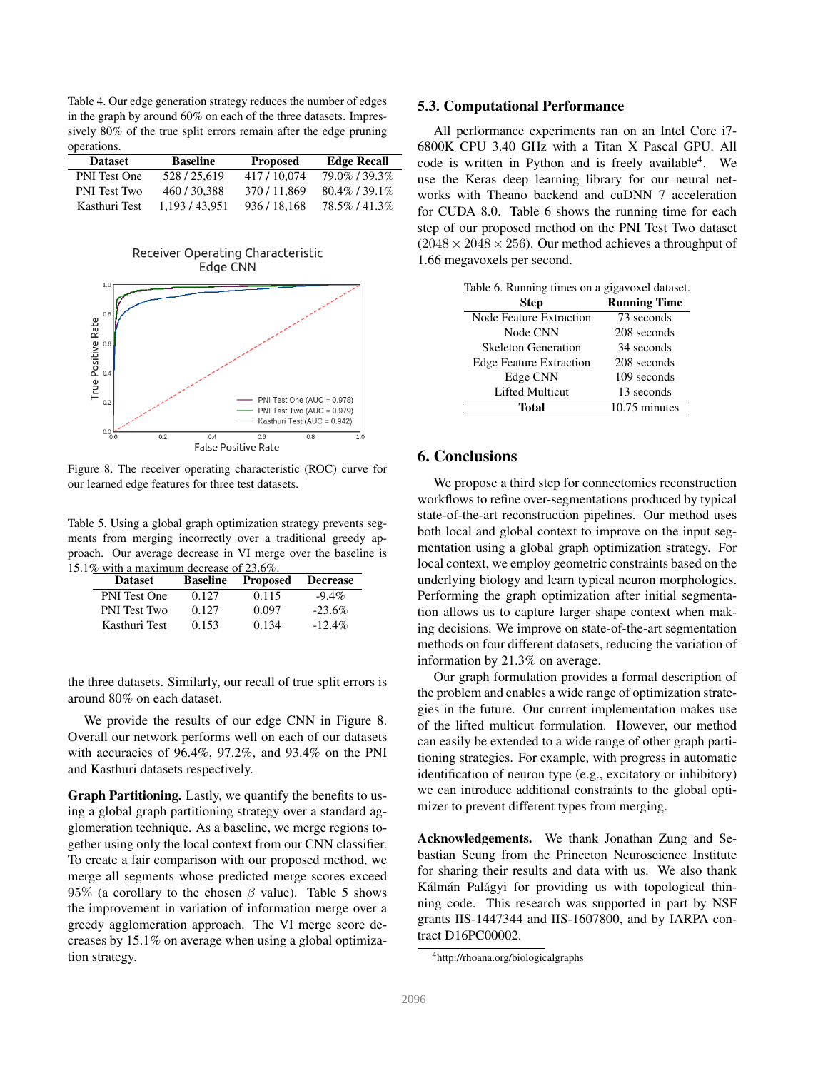Table 4. Our edge generation strategy reduces the number of edges in the graph by around 60% on each of the three datasets. Impressively 80% of the true split errors remain after the edge pruning operations.

| Dataset | Baseline | Proposed | Edge Recall |
|---|---|---|---|
| PNI Test One | 528 / 25,619 | 417 / 10,074 | 79.0% / 39.3% |
| PNI Test Two | 460 / 30,388 | 370 / 11,869 | 80.4% / 39.1% |
| Kasthuri Test | 1,193 / 43,951 | 936 / 18,168 | 78.5% / 41.3% |

Figure 8. The receiver operating characteristic (ROC) curve for our learned edge features for three test datasets.

Table 5. Using a global graph optimization strategy prevents segments from merging incorrectly over a traditional greedy approach. Our average decrease in VI merge over the baseline is 15.1% with a maximum decrease of 23.6%.

| Dataset | Baseline | Proposed | Decrease |
|---|---|---|---|
| PNI Test One | 0.127 | 0.115 | -9.4% |
| PNI Test Two | 0.127 | 0.097 | -23.6% |
| Kasthuri Test | 0.153 | 0.134 | -12.4% |

the three datasets. Similarly, our recall of true split errors is around 80% on each dataset.

We provide the results of our edge CNN in Figure 8. Overall our network performs well on each of our datasets with accuracies of 96.4%, 97.2%, and 93.4% on the PNI and Kasthuri datasets respectively.

**Graph Partitioning.** Lastly, we quantify the benefits to using a global graph partitioning strategy over a standard agglomeration technique. As a baseline, we merge regions together using only the local context from our CNN classifier. To create a fair comparison with our proposed method, we merge all segments whose predicted merge scores exceed 95% (a corollary to the chosen $\beta$ value). Table 5 shows the improvement in variation of information merge over a greedy agglomeration approach. The VI merge score decreases by 15.1% on average when using a global optimization strategy.

### 5.3. Computational Performance

All performance experiments ran on an Intel Core i7-6800K CPU 3.40 GHz with a Titan X Pascal GPU. All code is written in Python and is freely available[4]. We use the Keras deep learning library for our neural networks with Theano backend and cuDNN 7 acceleration for CUDA 8.0. Table 6 shows the running time for each step of our proposed method on the PNI Test Two dataset ($2048 \times 2048 \times 256$). Our method achieves a throughput of 1.66 megavoxels per second.

Table 6. Running times on a gigavoxel dataset.

| Step | Running Time |
|---|---|
| Node Feature Extraction | 73 seconds |
| Node CNN | 208 seconds |
| Skeleton Generation | 34 seconds |
| Edge Feature Extraction | 208 seconds |
| Edge CNN | 109 seconds |
| Lifted Multicut | 13 seconds |
| **Total** | 10.75 minutes |

## 6. Conclusions

We propose a third step for connectomics reconstruction workflows to refine over-segmentations produced by typical state-of-the-art reconstruction pipelines. Our method uses both local and global context to improve on the input segmentation using a global graph optimization strategy. For local context, we employ geometric constraints based on the underlying biology and learn typical neuron morphologies. Performing the graph optimization after initial segmentation allows us to capture larger shape context when making decisions. We improve on state-of-the-art segmentation methods on four different datasets, reducing the variation of information by 21.3% on average.

Our graph formulation provides a formal description of the problem and enables a wide range of optimization strategies in the future. Our current implementation makes use of the lifted multicut formulation. However, our method can easily be extended to a wide range of other graph partitioning strategies. For example, with progress in automatic identification of neuron type (e.g., excitatory or inhibitory) we can introduce additional constraints to the global optimizer to prevent different types from merging.

**Acknowledgements.** We thank Jonathan Zung and Sebastian Seung from the Princeton Neuroscience Institute for sharing their results and data with us. We also thank Kálmán Palágyi for providing us with topological thinning code. This research was supported in part by NSF grants IIS-1447344 and IIS-1607800, and by IARPA contract D16PC00002.

[4] http://rhoana.org/biologicalgraphs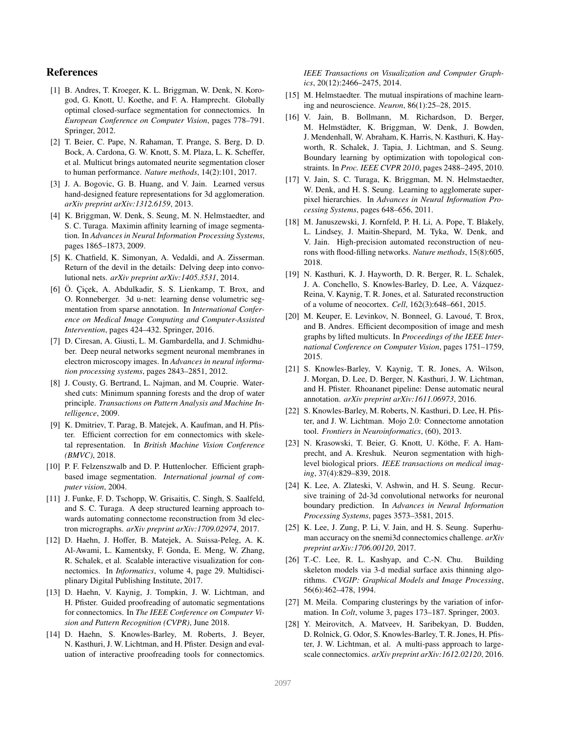## References

[1] B. Andres, T. Kroeger, K. L. Briggman, W. Denk, N. Korogod, G. Knott, U. Koethe, and F. A. Hamprecht. Globally optimal closed-surface segmentation for connectomics. In *European Conference on Computer Vision*, pages 778–791. Springer, 2012.

[2] T. Beier, C. Pape, N. Rahaman, T. Prange, S. Berg, D. D. Bock, A. Cardona, G. W. Knott, S. M. Plaza, L. K. Scheffer, et al. Multicut brings automated neurite segmentation closer to human performance. *Nature methods*, 14(2):101, 2017.

[3] J. A. Bogovic, G. B. Huang, and V. Jain. Learned versus hand-designed feature representations for 3d agglomeration. *arXiv preprint arXiv:1312.6159*, 2013.

[4] K. Briggman, W. Denk, S. Seung, M. N. Helmstaedter, and S. C. Turaga. Maximin affinity learning of image segmentation. In *Advances in Neural Information Processing Systems*, pages 1865–1873, 2009.

[5] K. Chatfield, K. Simonyan, A. Vedaldi, and A. Zisserman. Return of the devil in the details: Delving deep into convolutional nets. *arXiv preprint arXiv:1405.3531*, 2014.

[6] Ö. Çiçek, A. Abdulkadir, S. S. Lienkamp, T. Brox, and O. Ronneberger. 3d u-net: learning dense volumetric segmentation from sparse annotation. In *International Conference on Medical Image Computing and Computer-Assisted Intervention*, pages 424–432. Springer, 2016.

[7] D. Ciresan, A. Giusti, L. M. Gambardella, and J. Schmidhuber. Deep neural networks segment neuronal membranes in electron microscopy images. In *Advances in neural information processing systems*, pages 2843–2851, 2012.

[8] J. Cousty, G. Bertrand, L. Najman, and M. Couprie. Watershed cuts: Minimum spanning forests and the drop of water principle. *Transactions on Pattern Analysis and Machine Intelligence*, 2009.

[9] K. Dmitriev, T. Parag, B. Matejek, A. Kaufman, and H. Pfister. Efficient correction for em connectomics with skeletal representation. In *British Machine Vision Conference (BMVC)*, 2018.

[10] P. F. Felzenszwalb and D. P. Huttenlocher. Efficient graph-based image segmentation. *International journal of computer vision*, 2004.

[11] J. Funke, F. D. Tschopp, W. Grisaitis, C. Singh, S. Saalfeld, and S. C. Turaga. A deep structured learning approach towards automating connectome reconstruction from 3d electron micrographs. *arXiv preprint arXiv:1709.02974*, 2017.

[12] D. Haehn, J. Hoffer, B. Matejek, A. Suissa-Peleg, A. K. Al-Awami, L. Kamentsky, F. Gonda, E. Meng, W. Zhang, R. Schalek, et al. Scalable interactive visualization for connectomics. In *Informatics*, volume 4, page 29. Multidisciplinary Digital Publishing Institute, 2017.

[13] D. Haehn, V. Kaynig, J. Tompkin, J. W. Lichtman, and H. Pfister. Guided proofreading of automatic segmentations for connectomics. In *The IEEE Conference on Computer Vision and Pattern Recognition (CVPR)*, June 2018.

[14] D. Haehn, S. Knowles-Barley, M. Roberts, J. Beyer, N. Kasthuri, J. W. Lichtman, and H. Pfister. Design and evaluation of interactive proofreading tools for connectomics. *IEEE Transactions on Visualization and Computer Graphics*, 20(12):2466–2475, 2014.

[15] M. Helmstaedter. The mutual inspirations of machine learning and neuroscience. *Neuron*, 86(1):25–28, 2015.

[16] V. Jain, B. Bollmann, M. Richardson, D. Berger, M. Helmstädter, K. Briggman, W. Denk, J. Bowden, J. Mendenhall, W. Abraham, K. Harris, N. Kasthuri, K. Hayworth, R. Schalek, J. Tapia, J. Lichtman, and S. Seung. Boundary learning by optimization with topological constraints. In *Proc. IEEE CVPR 2010*, pages 2488–2495, 2010.

[17] V. Jain, S. C. Turaga, K. Briggman, M. N. Helmstaedter, W. Denk, and H. S. Seung. Learning to agglomerate superpixel hierarchies. In *Advances in Neural Information Processing Systems*, pages 648–656, 2011.

[18] M. Januszewski, J. Kornfeld, P. H. Li, A. Pope, T. Blakely, L. Lindsey, J. Maitin-Shepard, M. Tyka, W. Denk, and V. Jain. High-precision automated reconstruction of neurons with flood-filling networks. *Nature methods*, 15(8):605, 2018.

[19] N. Kasthuri, K. J. Hayworth, D. R. Berger, R. L. Schalek, J. A. Conchello, S. Knowles-Barley, D. Lee, A. Vázquez-Reina, V. Kaynig, T. R. Jones, et al. Saturated reconstruction of a volume of neocortex. *Cell*, 162(3):648–661, 2015.

[20] M. Keuper, E. Levinkov, N. Bonneel, G. Lavoué, T. Brox, and B. Andres. Efficient decomposition of image and mesh graphs by lifted multicuts. In *Proceedings of the IEEE International Conference on Computer Vision*, pages 1751–1759, 2015.

[21] S. Knowles-Barley, V. Kaynig, T. R. Jones, A. Wilson, J. Morgan, D. Lee, D. Berger, N. Kasthuri, J. W. Lichtman, and H. Pfister. Rhoananet pipeline: Dense automatic neural annotation. *arXiv preprint arXiv:1611.06973*, 2016.

[22] S. Knowles-Barley, M. Roberts, N. Kasthuri, D. Lee, H. Pfister, and J. W. Lichtman. Mojo 2.0: Connectome annotation tool. *Frontiers in Neuroinformatics*, (60), 2013.

[23] N. Krasowski, T. Beier, G. Knott, U. Köthe, F. A. Hamprecht, and A. Kreshuk. Neuron segmentation with high-level biological priors. *IEEE transactions on medical imaging*, 37(4):829–839, 2018.

[24] K. Lee, A. Zlateski, V. Ashwin, and H. S. Seung. Recursive training of 2d-3d convolutional networks for neuronal boundary prediction. In *Advances in Neural Information Processing Systems*, pages 3573–3581, 2015.

[25] K. Lee, J. Zung, P. Li, V. Jain, and H. S. Seung. Superhuman accuracy on the snemi3d connectomics challenge. *arXiv preprint arXiv:1706.00120*, 2017.

[26] T.-C. Lee, R. L. Kashyap, and C.-N. Chu. Building skeleton models via 3-d medial surface axis thinning algorithms. *CVGIP: Graphical Models and Image Processing*, 56(6):462–478, 1994.

[27] M. Meila. Comparing clusterings by the variation of information. In *Colt*, volume 3, pages 173–187. Springer, 2003.

[28] Y. Meirovitch, A. Matveev, H. Saribekyan, D. Budden, D. Rolnick, G. Odor, S. Knowles-Barley, T. R. Jones, H. Pfister, J. W. Lichtman, et al. A multi-pass approach to large-scale connectomics. *arXiv preprint arXiv:1612.02120*, 2016.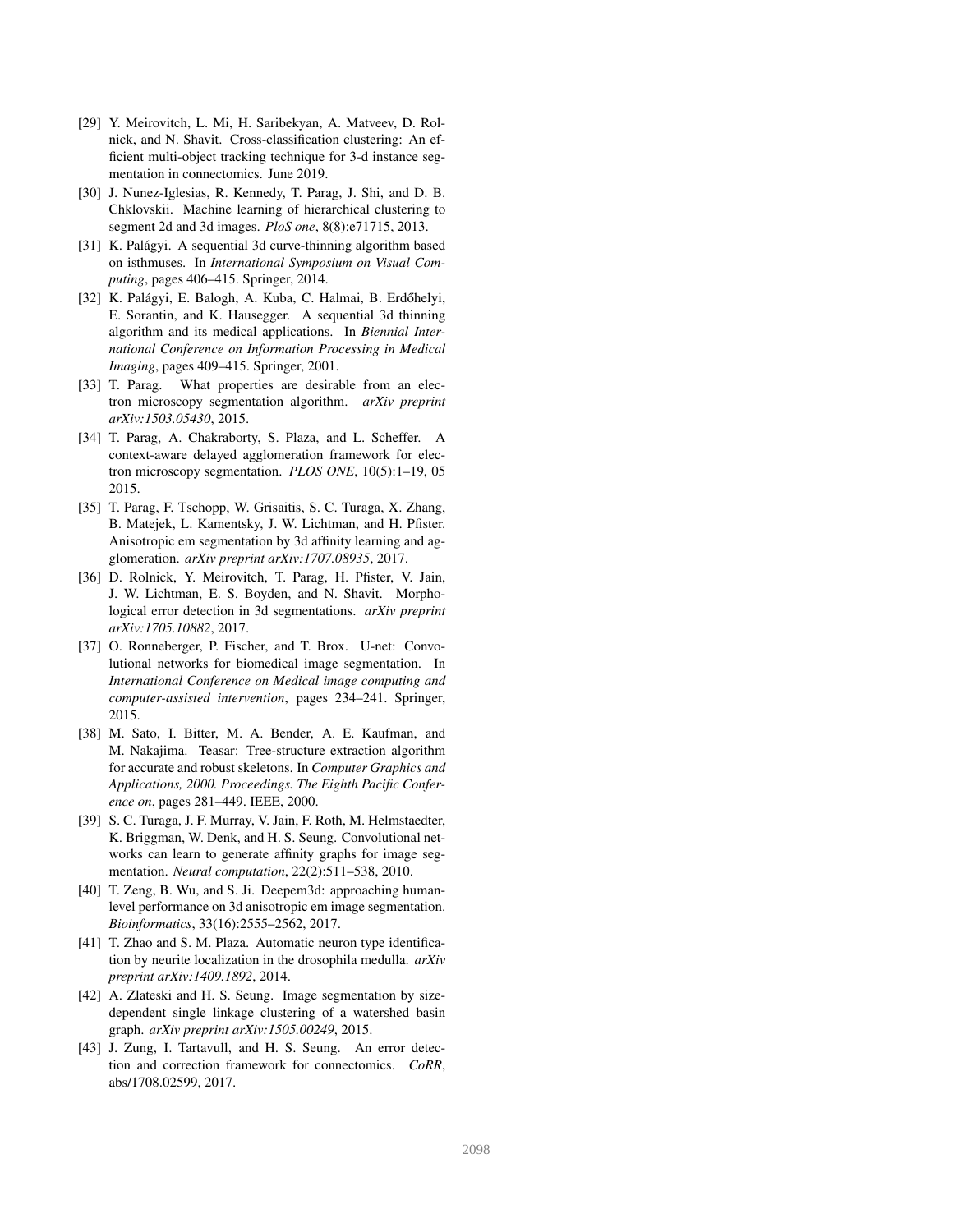[29] Y. Meirovitch, L. Mi, H. Saribekyan, A. Matveev, D. Rolnick, and N. Shavit. Cross-classification clustering: An efficient multi-object tracking technique for 3-d instance segmentation in connectomics. June 2019.

[30] J. Nunez-Iglesias, R. Kennedy, T. Parag, J. Shi, and D. B. Chklovskii. Machine learning of hierarchical clustering to segment 2d and 3d images. *PloS one*, 8(8):e71715, 2013.

[31] K. Palágyi. A sequential 3d curve-thinning algorithm based on isthmuses. In *International Symposium on Visual Computing*, pages 406–415. Springer, 2014.

[32] K. Palágyi, E. Balogh, A. Kuba, C. Halmai, B. Erdőhelyi, E. Sorantin, and K. Hausegger. A sequential 3d thinning algorithm and its medical applications. In *Biennial International Conference on Information Processing in Medical Imaging*, pages 409–415. Springer, 2001.

[33] T. Parag. What properties are desirable from an electron microscopy segmentation algorithm. *arXiv preprint arXiv:1503.05430*, 2015.

[34] T. Parag, A. Chakraborty, S. Plaza, and L. Scheffer. A context-aware delayed agglomeration framework for electron microscopy segmentation. *PLOS ONE*, 10(5):1–19, 05 2015.

[35] T. Parag, F. Tschopp, W. Grisaitis, S. C. Turaga, X. Zhang, B. Matejek, L. Kamentsky, J. W. Lichtman, and H. Pfister. Anisotropic em segmentation by 3d affinity learning and agglomeration. *arXiv preprint arXiv:1707.08935*, 2017.

[36] D. Rolnick, Y. Meirovitch, T. Parag, H. Pfister, V. Jain, J. W. Lichtman, E. S. Boyden, and N. Shavit. Morphological error detection in 3d segmentations. *arXiv preprint arXiv:1705.10882*, 2017.

[37] O. Ronneberger, P. Fischer, and T. Brox. U-net: Convolutional networks for biomedical image segmentation. In *International Conference on Medical image computing and computer-assisted intervention*, pages 234–241. Springer, 2015.

[38] M. Sato, I. Bitter, M. A. Bender, A. E. Kaufman, and M. Nakajima. Teasar: Tree-structure extraction algorithm for accurate and robust skeletons. In *Computer Graphics and Applications, 2000. Proceedings. The Eighth Pacific Conference on*, pages 281–449. IEEE, 2000.

[39] S. C. Turaga, J. F. Murray, V. Jain, F. Roth, M. Helmstaedter, K. Briggman, W. Denk, and H. S. Seung. Convolutional networks can learn to generate affinity graphs for image segmentation. *Neural computation*, 22(2):511–538, 2010.

[40] T. Zeng, B. Wu, and S. Ji. Deepem3d: approaching human-level performance on 3d anisotropic em image segmentation. *Bioinformatics*, 33(16):2555–2562, 2017.

[41] T. Zhao and S. M. Plaza. Automatic neuron type identification by neurite localization in the drosophila medulla. *arXiv preprint arXiv:1409.1892*, 2014.

[42] A. Zlateski and H. S. Seung. Image segmentation by size-dependent single linkage clustering of a watershed basin graph. *arXiv preprint arXiv:1505.00249*, 2015.

[43] J. Zung, I. Tartavull, and H. S. Seung. An error detection and correction framework for connectomics. *CoRR*, abs/1708.02599, 2017.